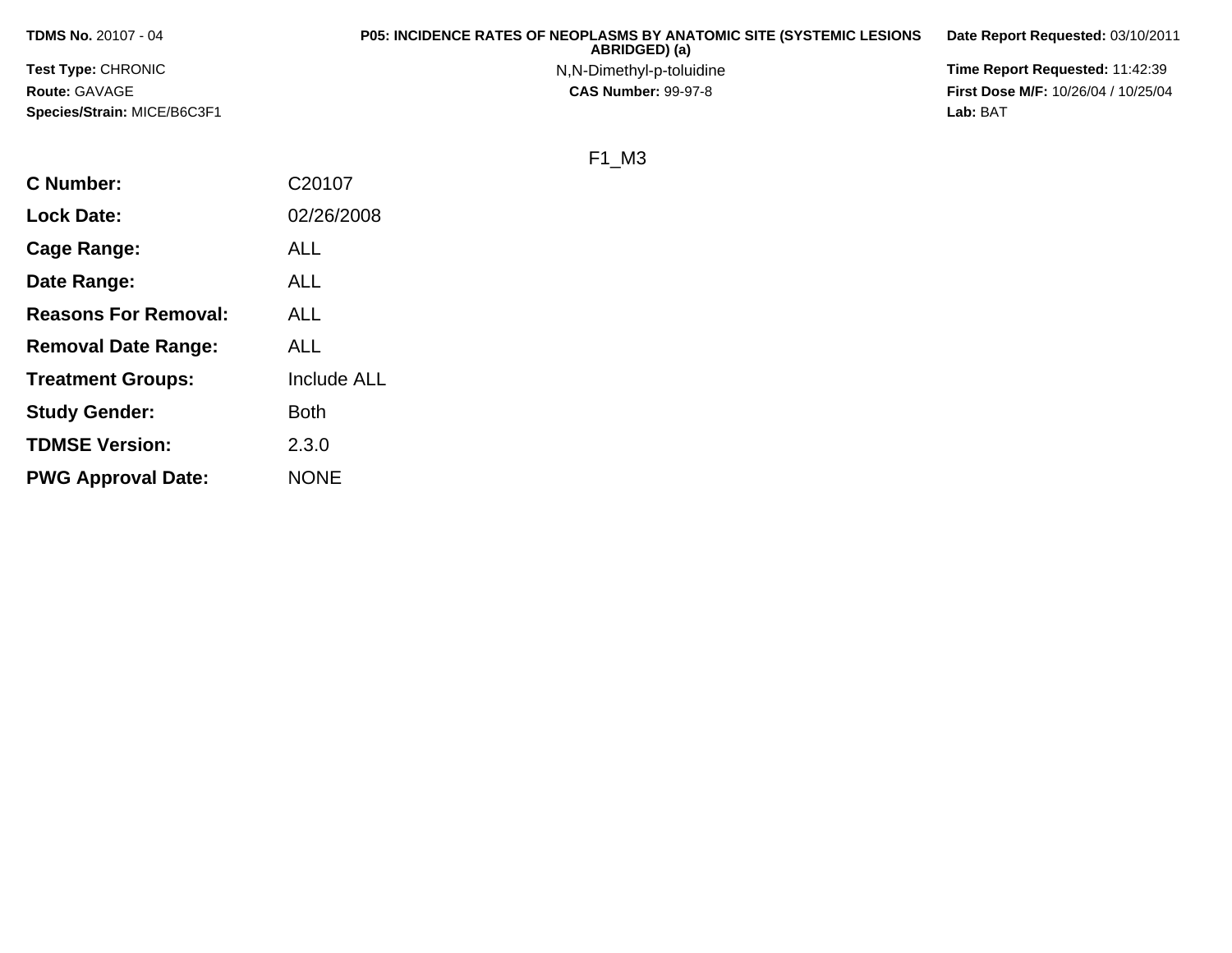**TDMS No.** 20107 - 04

**Test Type:** CHRONIC

**Route:** GAVAGE

**Species/Strain:** MICE/B6C3F1

**P05: INCIDENCE RATES OF NEOPLASMS BY ANATOMIC SITE (SYSTEMIC LESIONS ABRIDGED) (a)**

N,N-Dimethyl-p-toluidine

**CAS Number:** 99-97-8

**Date Report Requested:** 03/10/2011

**Time Report Requested:** 11:42:39

**First Dose M/F:** 10/26/04 / 10/25/04

**Lab:** BAT

F1_M3

| | |
|---|---|
| **C Number:** | C20107 |
| **Lock Date:** | 02/26/2008 |
| **Cage Range:** | ALL |
| **Date Range:** | ALL |
| **Reasons For Removal:** | ALL |
| **Removal Date Range:** | ALL |
| **Treatment Groups:** | Include ALL |
| **Study Gender:** | Both |
| **TDMSE Version:** | 2.3.0 |
| **PWG Approval Date:** | NONE |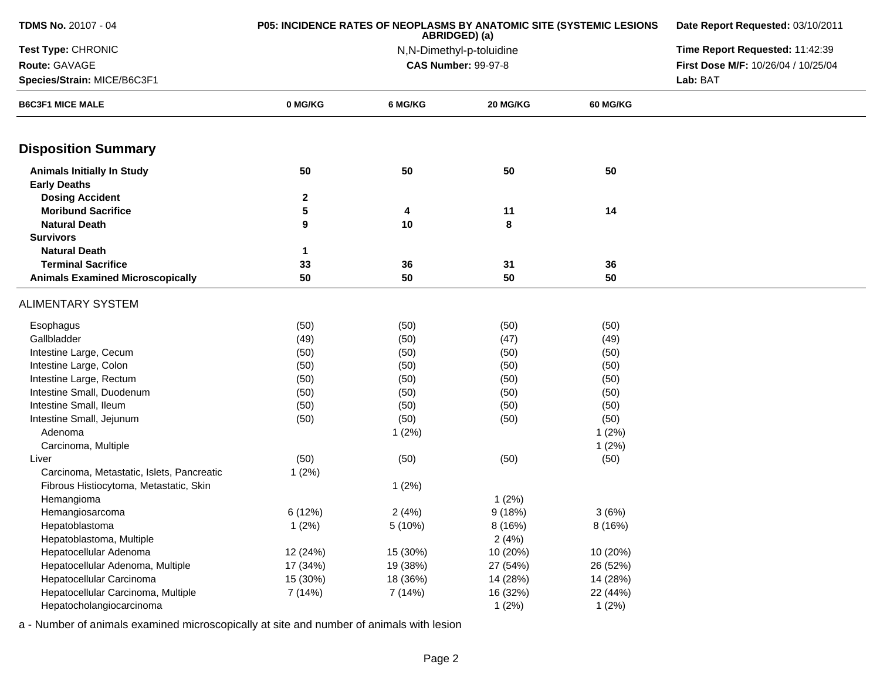**TDMS No.** 20107 - 04
**Test Type:** CHRONIC
**Route:** GAVAGE
**Species/Strain:** MICE/B6C3F1

**P05: INCIDENCE RATES OF NEOPLASMS BY ANATOMIC SITE (SYSTEMIC LESIONS ABRIDGED) (a)**
N,N-Dimethyl-p-toluidine
**CAS Number:** 99-97-8

**Date Report Requested:** 03/10/2011
**Time Report Requested:** 11:42:39
**First Dose M/F:** 10/26/04 / 10/25/04
**Lab:** BAT

| B6C3F1 MICE MALE | 0 MG/KG | 6 MG/KG | 20 MG/KG | 60 MG/KG |
|---|---|---|---|---|

## Disposition Summary

| | 0 MG/KG | 6 MG/KG | 20 MG/KG | 60 MG/KG |
|---|---|---|---|---|
| **Animals Initially In Study** | **50** | **50** | **50** | **50** |
| **Early Deaths** | | | | |
| **Dosing Accident** | **2** | | | |
| **Moribund Sacrifice** | **5** | **4** | **11** | **14** |
| **Natural Death** | **9** | **10** | **8** | |
| **Survivors** | | | | |
| **Natural Death** | **1** | | | |
| **Terminal Sacrifice** | **33** | **36** | **31** | **36** |
| **Animals Examined Microscopically** | **50** | **50** | **50** | **50** |

ALIMENTARY SYSTEM

| | 0 MG/KG | 6 MG/KG | 20 MG/KG | 60 MG/KG |
|---|---|---|---|---|
| Esophagus | (50) | (50) | (50) | (50) |
| Gallbladder | (49) | (50) | (47) | (49) |
| Intestine Large, Cecum | (50) | (50) | (50) | (50) |
| Intestine Large, Colon | (50) | (50) | (50) | (50) |
| Intestine Large, Rectum | (50) | (50) | (50) | (50) |
| Intestine Small, Duodenum | (50) | (50) | (50) | (50) |
| Intestine Small, Ileum | (50) | (50) | (50) | (50) |
| Intestine Small, Jejunum | (50) | (50) | (50) | (50) |
| Adenoma | | 1 (2%) | | 1 (2%) |
| Carcinoma, Multiple | | | | 1 (2%) |
| Liver | (50) | (50) | (50) | (50) |
| Carcinoma, Metastatic, Islets, Pancreatic | 1 (2%) | | | |
| Fibrous Histiocytoma, Metastatic, Skin | | 1 (2%) | | |
| Hemangioma | | | 1 (2%) | |
| Hemangiosarcoma | 6 (12%) | 2 (4%) | 9 (18%) | 3 (6%) |
| Hepatoblastoma | 1 (2%) | 5 (10%) | 8 (16%) | 8 (16%) |
| Hepatoblastoma, Multiple | | | 2 (4%) | |
| Hepatocellular Adenoma | 12 (24%) | 15 (30%) | 10 (20%) | 10 (20%) |
| Hepatocellular Adenoma, Multiple | 17 (34%) | 19 (38%) | 27 (54%) | 26 (52%) |
| Hepatocellular Carcinoma | 15 (30%) | 18 (36%) | 14 (28%) | 14 (28%) |
| Hepatocellular Carcinoma, Multiple | 7 (14%) | 7 (14%) | 16 (32%) | 22 (44%) |
| Hepatocholangiocarcinoma | | | 1 (2%) | 1 (2%) |

a - Number of animals examined microscopically at site and number of animals with lesion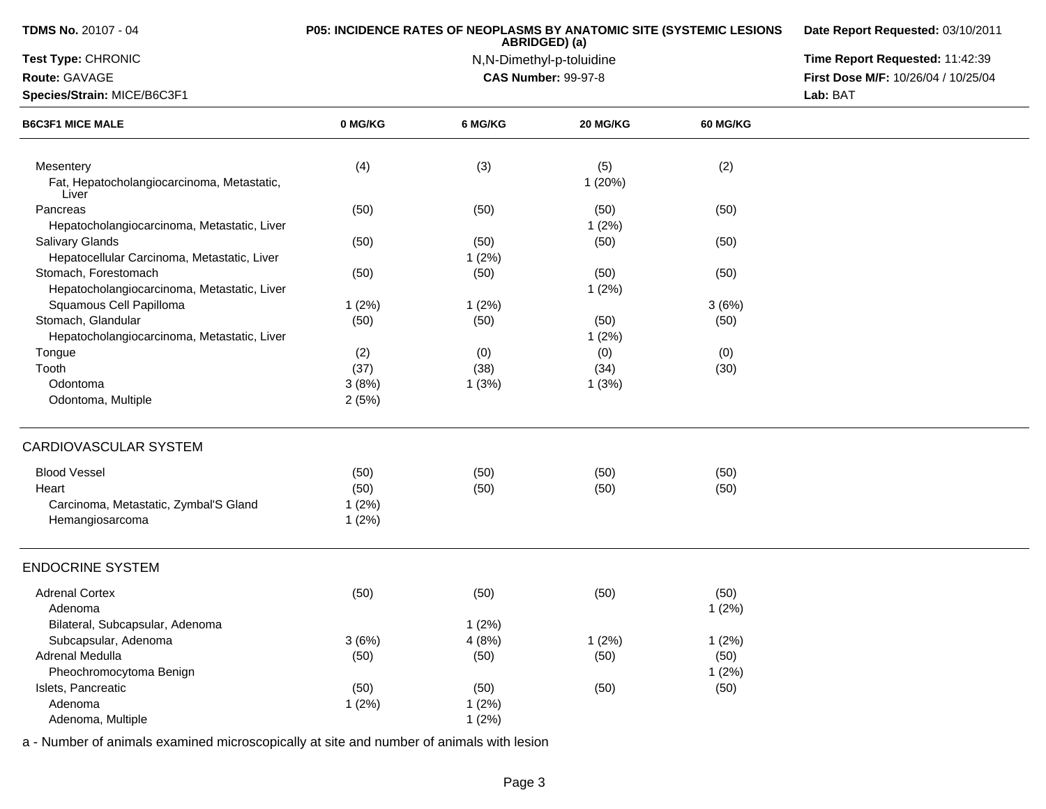**TDMS No.** 20107 - 04
**Test Type:** CHRONIC
**Route:** GAVAGE
**Species/Strain:** MICE/B6C3F1

**P05: INCIDENCE RATES OF NEOPLASMS BY ANATOMIC SITE (SYSTEMIC LESIONS ABRIDGED) (a)**
N,N-Dimethyl-p-toluidine
**CAS Number:** 99-97-8

**Date Report Requested:** 03/10/2011
**Time Report Requested:** 11:42:39
**First Dose M/F:** 10/26/04 / 10/25/04
**Lab:** BAT

| B6C3F1 MICE MALE | 0 MG/KG | 6 MG/KG | 20 MG/KG | 60 MG/KG |
|---|---|---|---|---|
| Mesentery | (4) | (3) | (5) | (2) |
| Fat, Hepatocholangiocarcinoma, Metastatic, Liver | | | 1 (20%) | |
| Pancreas | (50) | (50) | (50) | (50) |
| Hepatocholangiocarcinoma, Metastatic, Liver | | | 1 (2%) | |
| Salivary Glands | (50) | (50) | (50) | (50) |
| Hepatocellular Carcinoma, Metastatic, Liver | | 1 (2%) | | |
| Stomach, Forestomach | (50) | (50) | (50) | (50) |
| Hepatocholangiocarcinoma, Metastatic, Liver | | | 1 (2%) | |
| Squamous Cell Papilloma | 1 (2%) | 1 (2%) | | 3 (6%) |
| Stomach, Glandular | (50) | (50) | (50) | (50) |
| Hepatocholangiocarcinoma, Metastatic, Liver | | | 1 (2%) | |
| Tongue | (2) | (0) | (0) | (0) |
| Tooth | (37) | (38) | (34) | (30) |
| Odontoma | 3 (8%) | 1 (3%) | 1 (3%) | |
| Odontoma, Multiple | 2 (5%) | | | |
| **CARDIOVASCULAR SYSTEM** | | | | |
| Blood Vessel | (50) | (50) | (50) | (50) |
| Heart | (50) | (50) | (50) | (50) |
| Carcinoma, Metastatic, Zymbal'S Gland | 1 (2%) | | | |
| Hemangiosarcoma | 1 (2%) | | | |
| **ENDOCRINE SYSTEM** | | | | |
| Adrenal Cortex | (50) | (50) | (50) | (50) |
| Adenoma | | | | 1 (2%) |
| Bilateral, Subcapsular, Adenoma | | 1 (2%) | | |
| Subcapsular, Adenoma | 3 (6%) | 4 (8%) | 1 (2%) | 1 (2%) |
| Adrenal Medulla | (50) | (50) | (50) | (50) |
| Pheochromocytoma Benign | | | | 1 (2%) |
| Islets, Pancreatic | (50) | (50) | (50) | (50) |
| Adenoma | 1 (2%) | 1 (2%) | | |
| Adenoma, Multiple | | 1 (2%) | | |

a - Number of animals examined microscopically at site and number of animals with lesion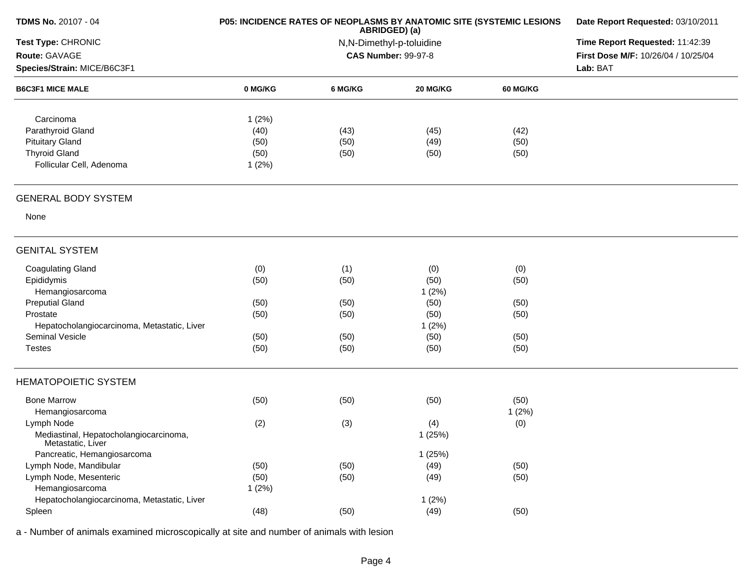**TDMS No.** 20107 - 04
**Test Type:** CHRONIC
**Route:** GAVAGE
**Species/Strain:** MICE/B6C3F1

**P05: INCIDENCE RATES OF NEOPLASMS BY ANATOMIC SITE (SYSTEMIC LESIONS ABRIDGED) (a)**
N,N-Dimethyl-p-toluidine
**CAS Number:** 99-97-8

**Date Report Requested:** 03/10/2011
**Time Report Requested:** 11:42:39
**First Dose M/F:** 10/26/04 / 10/25/04
**Lab:** BAT

| B6C3F1 MICE MALE | 0 MG/KG | 6 MG/KG | 20 MG/KG | 60 MG/KG |
|---|---|---|---|---|
| Carcinoma | 1 (2%) | | | |
| Parathyroid Gland | (40) | (43) | (45) | (42) |
| Pituitary Gland | (50) | (50) | (49) | (50) |
| Thyroid Gland | (50) | (50) | (50) | (50) |
| Follicular Cell, Adenoma | 1 (2%) | | | |
| **GENERAL BODY SYSTEM** | | | | |
| None | | | | |
| **GENITAL SYSTEM** | | | | |
| Coagulating Gland | (0) | (1) | (0) | (0) |
| Epididymis | (50) | (50) | (50) | (50) |
| Hemangiosarcoma | | | 1 (2%) | |
| Preputial Gland | (50) | (50) | (50) | (50) |
| Prostate | (50) | (50) | (50) | (50) |
| Hepatocholangiocarcinoma, Metastatic, Liver | | | 1 (2%) | |
| Seminal Vesicle | (50) | (50) | (50) | (50) |
| Testes | (50) | (50) | (50) | (50) |
| **HEMATOPOIETIC SYSTEM** | | | | |
| Bone Marrow | (50) | (50) | (50) | (50) |
| Hemangiosarcoma | | | | 1 (2%) |
| Lymph Node | (2) | (3) | (4) | (0) |
| Mediastinal, Hepatocholangiocarcinoma, Metastatic, Liver | | | 1 (25%) | |
| Pancreatic, Hemangiosarcoma | | | 1 (25%) | |
| Lymph Node, Mandibular | (50) | (50) | (49) | (50) |
| Lymph Node, Mesenteric | (50) | (50) | (49) | (50) |
| Hemangiosarcoma | 1 (2%) | | | |
| Hepatocholangiocarcinoma, Metastatic, Liver | | | 1 (2%) | |
| Spleen | (48) | (50) | (49) | (50) |

a - Number of animals examined microscopically at site and number of animals with lesion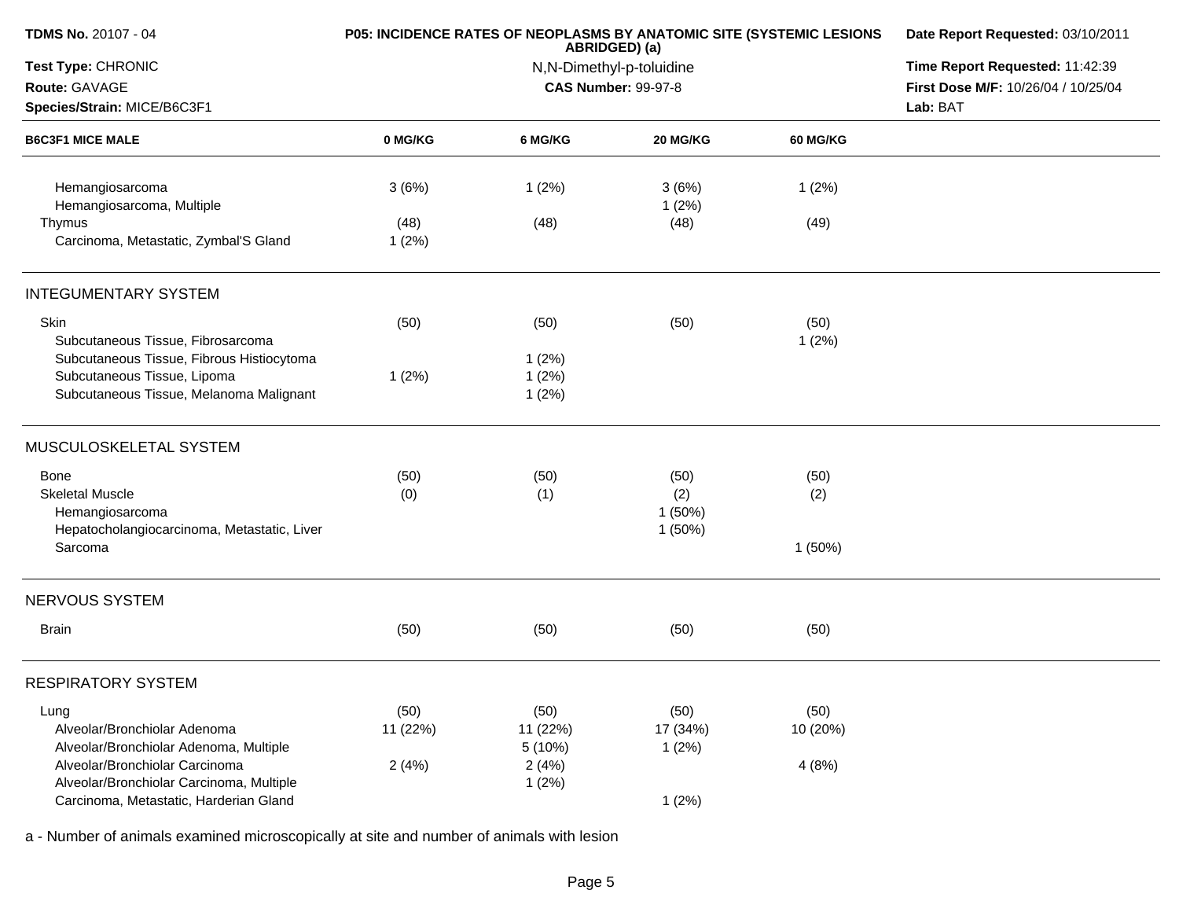| B6C3F1 MICE MALE | 0 MG/KG | 6 MG/KG | 20 MG/KG | 60 MG/KG |
|---|---|---|---|---|
| Hemangiosarcoma | 3 (6%) | 1 (2%) | 3 (6%) | 1 (2%) |
| Hemangiosarcoma, Multiple | | | 1 (2%) | |
| Thymus | (48) | (48) | (48) | (49) |
| Carcinoma, Metastatic, Zymbal'S Gland | 1 (2%) | | | |
| **INTEGUMENTARY SYSTEM** | | | | |
| Skin | (50) | (50) | (50) | (50) |
| Subcutaneous Tissue, Fibrosarcoma | | | | 1 (2%) |
| Subcutaneous Tissue, Fibrous Histiocytoma | | 1 (2%) | | |
| Subcutaneous Tissue, Lipoma | 1 (2%) | 1 (2%) | | |
| Subcutaneous Tissue, Melanoma Malignant | | 1 (2%) | | |
| **MUSCULOSKELETAL SYSTEM** | | | | |
| Bone | (50) | (50) | (50) | (50) |
| Skeletal Muscle | (0) | (1) | (2) | (2) |
| Hemangiosarcoma | | | 1 (50%) | |
| Hepatocholangiocarcinoma, Metastatic, Liver | | | 1 (50%) | |
| Sarcoma | | | | 1 (50%) |
| **NERVOUS SYSTEM** | | | | |
| Brain | (50) | (50) | (50) | (50) |
| **RESPIRATORY SYSTEM** | | | | |
| Lung | (50) | (50) | (50) | (50) |
| Alveolar/Bronchiolar Adenoma | 11 (22%) | 11 (22%) | 17 (34%) | 10 (20%) |
| Alveolar/Bronchiolar Adenoma, Multiple | | 5 (10%) | 1 (2%) | |
| Alveolar/Bronchiolar Carcinoma | 2 (4%) | 2 (4%) | | 4 (8%) |
| Alveolar/Bronchiolar Carcinoma, Multiple | | 1 (2%) | | |
| Carcinoma, Metastatic, Harderian Gland | | | 1 (2%) | |

a - Number of animals examined microscopically at site and number of animals with lesion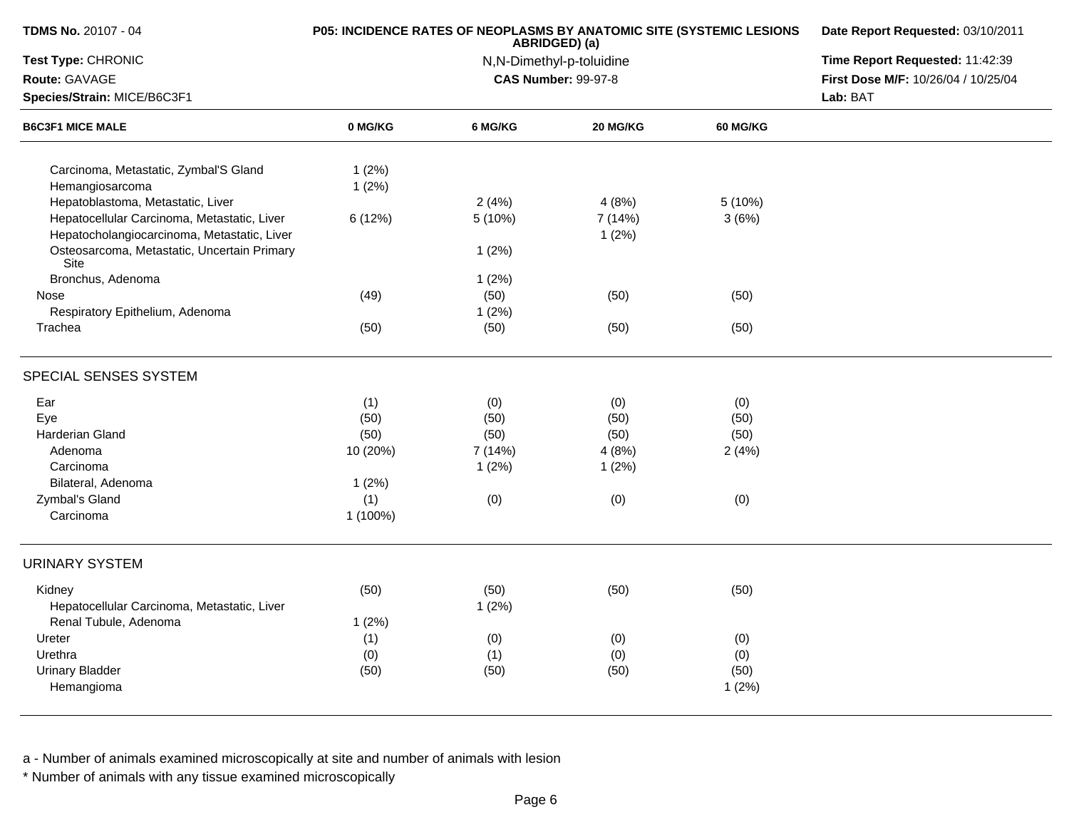**TDMS No.** 20107 - 04
**Test Type:** CHRONIC
**Route:** GAVAGE
**Species/Strain:** MICE/B6C3F1

**P05: INCIDENCE RATES OF NEOPLASMS BY ANATOMIC SITE (SYSTEMIC LESIONS ABRIDGED) (a)**
N,N-Dimethyl-p-toluidine
**CAS Number:** 99-97-8

**Date Report Requested:** 03/10/2011
**Time Report Requested:** 11:42:39
**First Dose M/F:** 10/26/04 / 10/25/04
**Lab:** BAT

| B6C3F1 MICE MALE | 0 MG/KG | 6 MG/KG | 20 MG/KG | 60 MG/KG |
|---|---|---|---|---|
| Carcinoma, Metastatic, Zymbal'S Gland | 1 (2%) | | | |
| Hemangiosarcoma | 1 (2%) | | | |
| Hepatoblastoma, Metastatic, Liver | | 2 (4%) | 4 (8%) | 5 (10%) |
| Hepatocellular Carcinoma, Metastatic, Liver | 6 (12%) | 5 (10%) | 7 (14%) | 3 (6%) |
| Hepatocholangiocarcinoma, Metastatic, Liver | | | 1 (2%) | |
| Osteosarcoma, Metastatic, Uncertain Primary Site | | 1 (2%) | | |
| Bronchus, Adenoma | | 1 (2%) | | |
| Nose | (49) | (50) | (50) | (50) |
| Respiratory Epithelium, Adenoma | | 1 (2%) | | |
| Trachea | (50) | (50) | (50) | (50) |
| **SPECIAL SENSES SYSTEM** | | | | |
| Ear | (1) | (0) | (0) | (0) |
| Eye | (50) | (50) | (50) | (50) |
| Harderian Gland | (50) | (50) | (50) | (50) |
| Adenoma | 10 (20%) | 7 (14%) | 4 (8%) | 2 (4%) |
| Carcinoma | | 1 (2%) | 1 (2%) | |
| Bilateral, Adenoma | 1 (2%) | | | |
| Zymbal's Gland | (1) | (0) | (0) | (0) |
| Carcinoma | 1 (100%) | | | |
| **URINARY SYSTEM** | | | | |
| Kidney | (50) | (50) | (50) | (50) |
| Hepatocellular Carcinoma, Metastatic, Liver | | 1 (2%) | | |
| Renal Tubule, Adenoma | 1 (2%) | | | |
| Ureter | (1) | (0) | (0) | (0) |
| Urethra | (0) | (1) | (0) | (0) |
| Urinary Bladder | (50) | (50) | (50) | (50) |
| Hemangioma | | | | 1 (2%) |

a - Number of animals examined microscopically at site and number of animals with lesion

* Number of animals with any tissue examined microscopically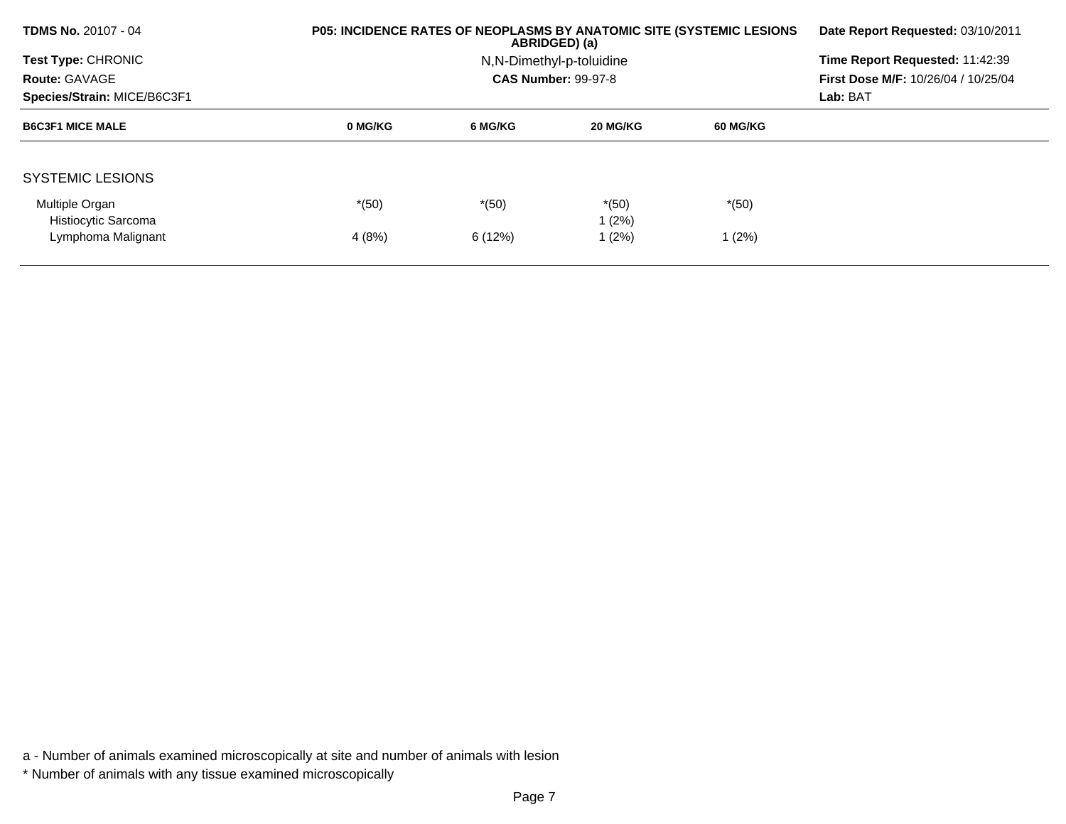**TDMS No.** 20107 - 04
**Test Type:** CHRONIC
**Route:** GAVAGE
**Species/Strain:** MICE/B6C3F1

**P05: INCIDENCE RATES OF NEOPLASMS BY ANATOMIC SITE (SYSTEMIC LESIONS ABRIDGED) (a)**
N,N-Dimethyl-p-toluidine
**CAS Number:** 99-97-8

**Date Report Requested:** 03/10/2011
**Time Report Requested:** 11:42:39
**First Dose M/F:** 10/26/04 / 10/25/04
**Lab:** BAT

| B6C3F1 MICE MALE | 0 MG/KG | 6 MG/KG | 20 MG/KG | 60 MG/KG |
|---|---|---|---|---|
| SYSTEMIC LESIONS | | | | |
| Multiple Organ | *(50) | *(50) | *(50) | *(50) |
| Histiocytic Sarcoma | | | 1 (2%) | |
| Lymphoma Malignant | 4 (8%) | 6 (12%) | 1 (2%) | 1 (2%) |

a - Number of animals examined microscopically at site and number of animals with lesion

* Number of animals with any tissue examined microscopically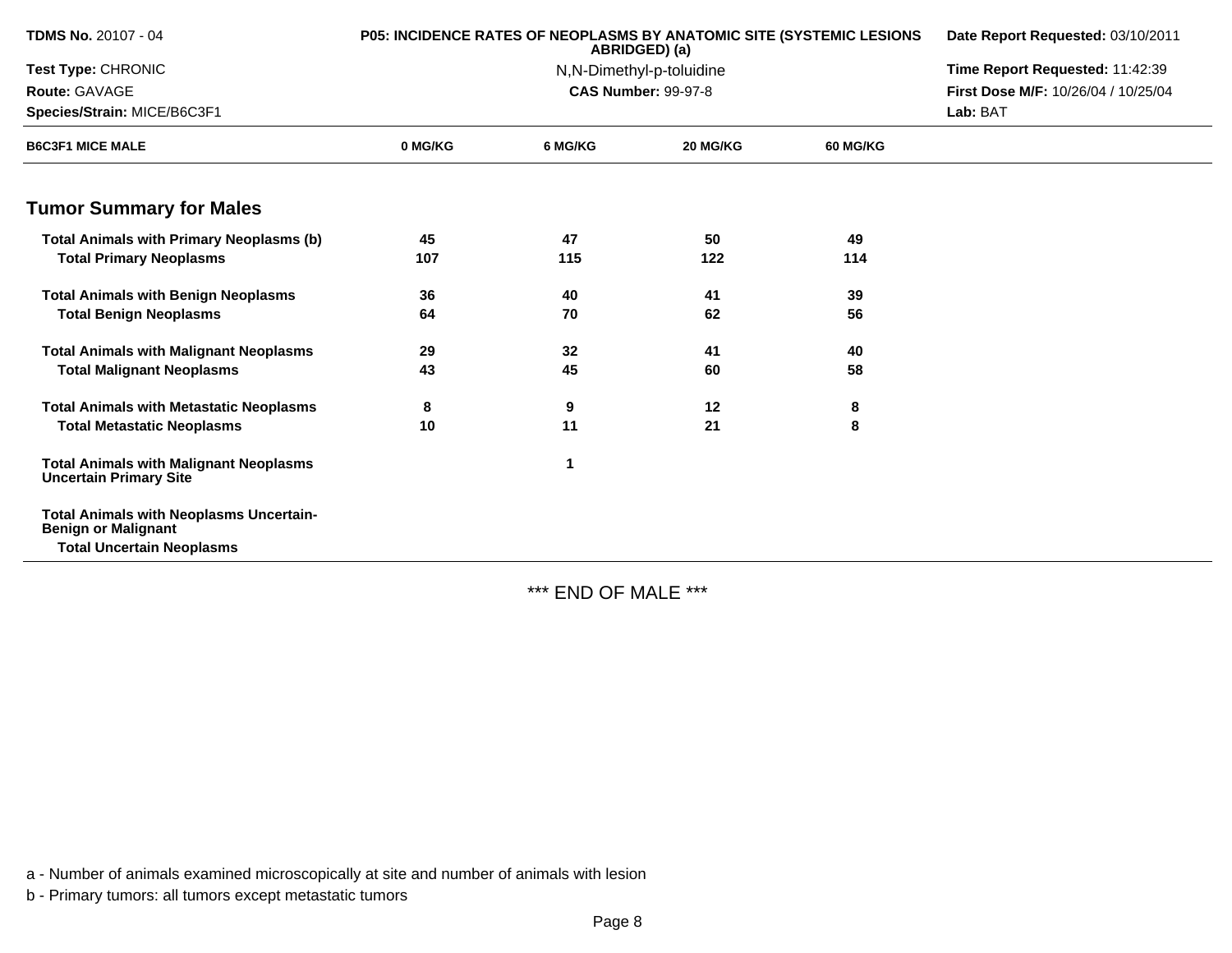| B6C3F1 MICE MALE | 0 MG/KG | 6 MG/KG | 20 MG/KG | 60 MG/KG |
|---|---|---|---|---|
| **Tumor Summary for Males** | | | | |
| **Total Animals with Primary Neoplasms (b)** | 45 | 47 | 50 | 49 |
| **Total Primary Neoplasms** | 107 | 115 | 122 | 114 |
| **Total Animals with Benign Neoplasms** | 36 | 40 | 41 | 39 |
| **Total Benign Neoplasms** | 64 | 70 | 62 | 56 |
| **Total Animals with Malignant Neoplasms** | 29 | 32 | 41 | 40 |
| **Total Malignant Neoplasms** | 43 | 45 | 60 | 58 |
| **Total Animals with Metastatic Neoplasms** | 8 | 9 | 12 | 8 |
| **Total Metastatic Neoplasms** | 10 | 11 | 21 | 8 |
| **Total Animals with Malignant Neoplasms Uncertain Primary Site** | | 1 | | |
| **Total Animals with Neoplasms Uncertain-Benign or Malignant** | | | | |
| **Total Uncertain Neoplasms** | | | | |

*** END OF MALE ***

a - Number of animals examined microscopically at site and number of animals with lesion

b - Primary tumors: all tumors except metastatic tumors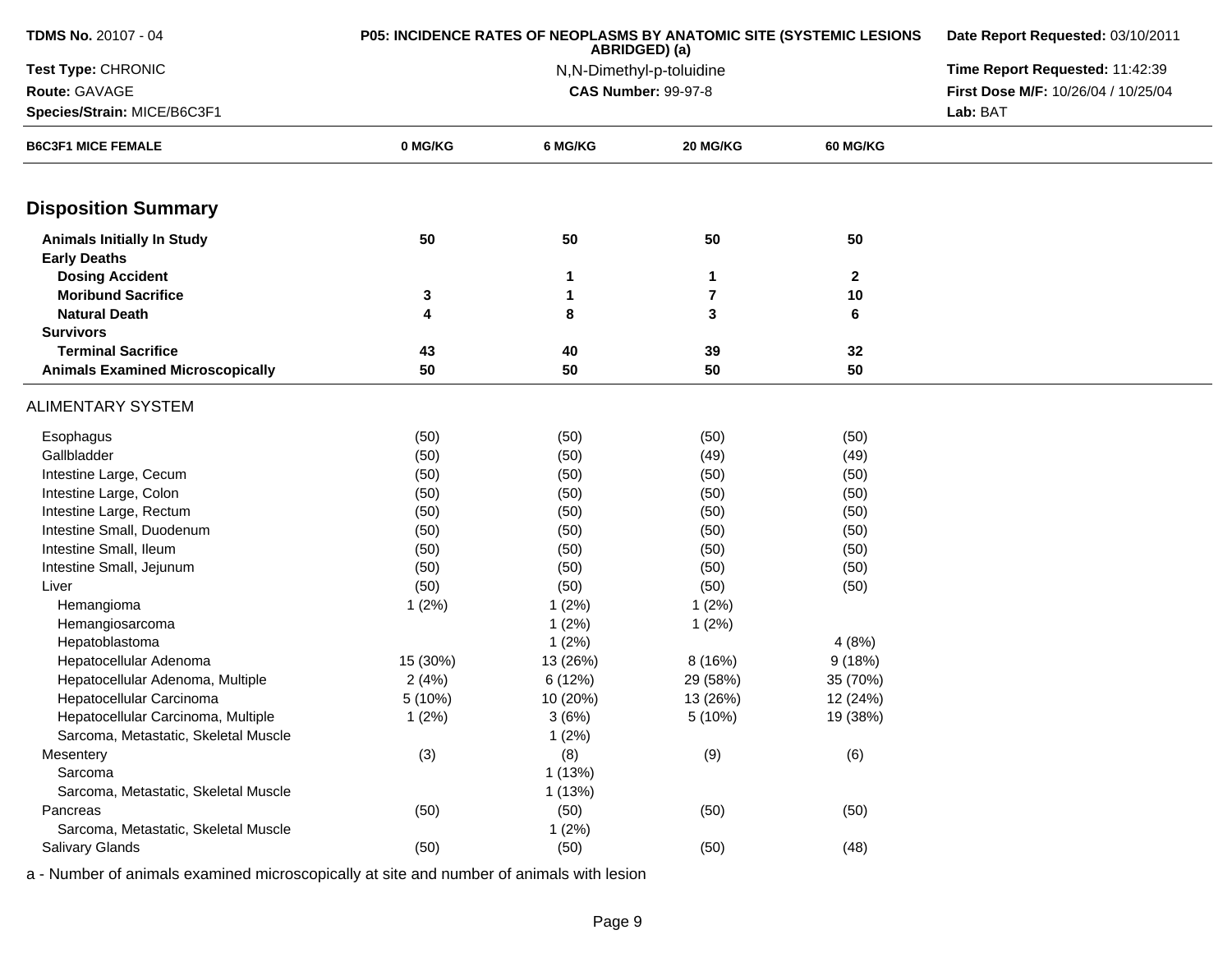**TDMS No.** 20107 - 04
**Test Type:** CHRONIC
**Route:** GAVAGE
**Species/Strain:** MICE/B6C3F1

**P05: INCIDENCE RATES OF NEOPLASMS BY ANATOMIC SITE (SYSTEMIC LESIONS ABRIDGED) (a)**
N,N-Dimethyl-p-toluidine
**CAS Number:** 99-97-8

**Date Report Requested:** 03/10/2011
**Time Report Requested:** 11:42:39
**First Dose M/F:** 10/26/04 / 10/25/04
**Lab:** BAT

| B6C3F1 MICE FEMALE | 0 MG/KG | 6 MG/KG | 20 MG/KG | 60 MG/KG |
|---|---|---|---|---|
| **Disposition Summary** | | | | |
| **Animals Initially In Study** | **50** | **50** | **50** | **50** |
| **Early Deaths** | | | | |
| **Dosing Accident** | | **1** | **1** | **2** |
| **Moribund Sacrifice** | **3** | **1** | **7** | **10** |
| **Natural Death** | **4** | **8** | **3** | **6** |
| **Survivors** | | | | |
| **Terminal Sacrifice** | **43** | **40** | **39** | **32** |
| **Animals Examined Microscopically** | **50** | **50** | **50** | **50** |
| ALIMENTARY SYSTEM | | | | |
| Esophagus | (50) | (50) | (50) | (50) |
| Gallbladder | (50) | (50) | (49) | (49) |
| Intestine Large, Cecum | (50) | (50) | (50) | (50) |
| Intestine Large, Colon | (50) | (50) | (50) | (50) |
| Intestine Large, Rectum | (50) | (50) | (50) | (50) |
| Intestine Small, Duodenum | (50) | (50) | (50) | (50) |
| Intestine Small, Ileum | (50) | (50) | (50) | (50) |
| Intestine Small, Jejunum | (50) | (50) | (50) | (50) |
| Liver | (50) | (50) | (50) | (50) |
| Hemangioma | 1 (2%) | 1 (2%) | 1 (2%) | |
| Hemangiosarcoma | | 1 (2%) | 1 (2%) | |
| Hepatoblastoma | | 1 (2%) | | 4 (8%) |
| Hepatocellular Adenoma | 15 (30%) | 13 (26%) | 8 (16%) | 9 (18%) |
| Hepatocellular Adenoma, Multiple | 2 (4%) | 6 (12%) | 29 (58%) | 35 (70%) |
| Hepatocellular Carcinoma | 5 (10%) | 10 (20%) | 13 (26%) | 12 (24%) |
| Hepatocellular Carcinoma, Multiple | 1 (2%) | 3 (6%) | 5 (10%) | 19 (38%) |
| Sarcoma, Metastatic, Skeletal Muscle | | 1 (2%) | | |
| Mesentery | (3) | (8) | (9) | (6) |
| Sarcoma | | 1 (13%) | | |
| Sarcoma, Metastatic, Skeletal Muscle | | 1 (13%) | | |
| Pancreas | (50) | (50) | (50) | (50) |
| Sarcoma, Metastatic, Skeletal Muscle | | 1 (2%) | | |
| Salivary Glands | (50) | (50) | (50) | (48) |

a - Number of animals examined microscopically at site and number of animals with lesion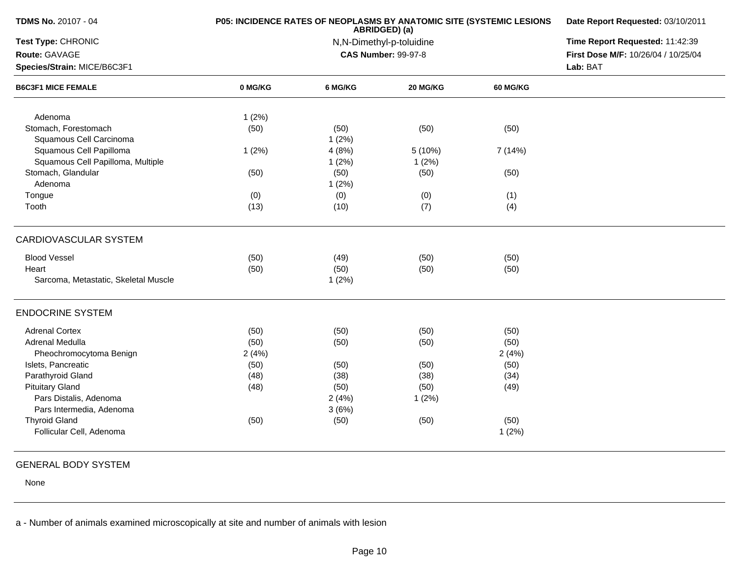**TDMS No.** 20107 - 04
**Test Type:** CHRONIC
**Route:** GAVAGE
**Species/Strain:** MICE/B6C3F1

**P05: INCIDENCE RATES OF NEOPLASMS BY ANATOMIC SITE (SYSTEMIC LESIONS ABRIDGED) (a)**
N,N-Dimethyl-p-toluidine
**CAS Number:** 99-97-8

**Date Report Requested:** 03/10/2011
**Time Report Requested:** 11:42:39
**First Dose M/F:** 10/26/04 / 10/25/04
**Lab:** BAT

| B6C3F1 MICE FEMALE | 0 MG/KG | 6 MG/KG | 20 MG/KG | 60 MG/KG |
|---|---|---|---|---|
| Adenoma | 1 (2%) | | | |
| Stomach, Forestomach | (50) | (50) | (50) | (50) |
| Squamous Cell Carcinoma | | 1 (2%) | | |
| Squamous Cell Papilloma | 1 (2%) | 4 (8%) | 5 (10%) | 7 (14%) |
| Squamous Cell Papilloma, Multiple | | 1 (2%) | 1 (2%) | |
| Stomach, Glandular | (50) | (50) | (50) | (50) |
| Adenoma | | 1 (2%) | | |
| Tongue | (0) | (0) | (0) | (1) |
| Tooth | (13) | (10) | (7) | (4) |
| **CARDIOVASCULAR SYSTEM** | | | | |
| Blood Vessel | (50) | (49) | (50) | (50) |
| Heart | (50) | (50) | (50) | (50) |
| Sarcoma, Metastatic, Skeletal Muscle | | 1 (2%) | | |
| **ENDOCRINE SYSTEM** | | | | |
| Adrenal Cortex | (50) | (50) | (50) | (50) |
| Adrenal Medulla | (50) | (50) | (50) | (50) |
| Pheochromocytoma Benign | 2 (4%) | | | 2 (4%) |
| Islets, Pancreatic | (50) | (50) | (50) | (50) |
| Parathyroid Gland | (48) | (38) | (38) | (34) |
| Pituitary Gland | (48) | (50) | (50) | (49) |
| Pars Distalis, Adenoma | | 2 (4%) | 1 (2%) | |
| Pars Intermedia, Adenoma | | 3 (6%) | | |
| Thyroid Gland | (50) | (50) | (50) | (50) |
| Follicular Cell, Adenoma | | | | 1 (2%) |
| **GENERAL BODY SYSTEM** | | | | |
| None | | | | |

a - Number of animals examined microscopically at site and number of animals with lesion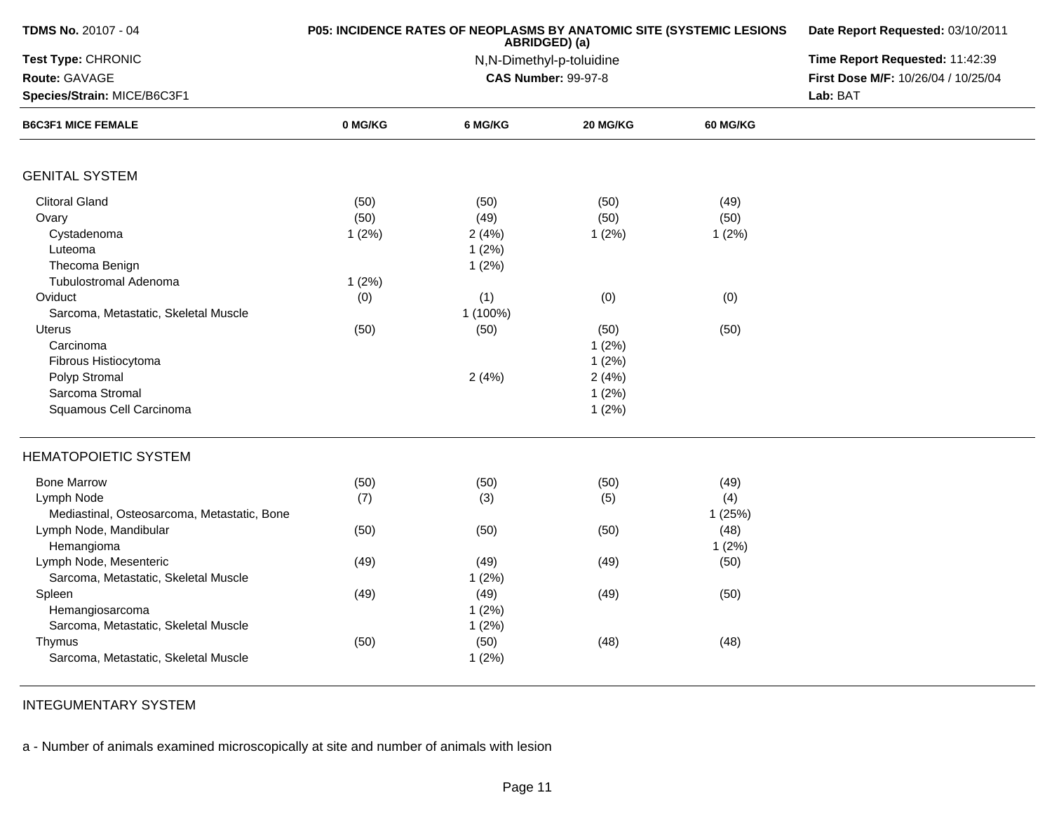| B6C3F1 MICE FEMALE | 0 MG/KG | 6 MG/KG | 20 MG/KG | 60 MG/KG |
|---|---|---|---|---|
| **GENITAL SYSTEM** | | | | |
| Clitoral Gland | (50) | (50) | (50) | (49) |
| Ovary | (50) | (49) | (50) | (50) |
| Cystadenoma | 1 (2%) | 2 (4%) | 1 (2%) | 1 (2%) |
| Luteoma | | 1 (2%) | | |
| Thecoma Benign | | 1 (2%) | | |
| Tubulostromal Adenoma | 1 (2%) | | | |
| Oviduct | (0) | (1) | (0) | (0) |
| Sarcoma, Metastatic, Skeletal Muscle | | 1 (100%) | | |
| Uterus | (50) | (50) | (50) | (50) |
| Carcinoma | | | 1 (2%) | |
| Fibrous Histiocytoma | | | 1 (2%) | |
| Polyp Stromal | | 2 (4%) | 2 (4%) | |
| Sarcoma Stromal | | | 1 (2%) | |
| Squamous Cell Carcinoma | | | 1 (2%) | |
| **HEMATOPOIETIC SYSTEM** | | | | |
| Bone Marrow | (50) | (50) | (50) | (49) |
| Lymph Node | (7) | (3) | (5) | (4) |
| Mediastinal, Osteosarcoma, Metastatic, Bone | | | | 1 (25%) |
| Lymph Node, Mandibular | (50) | (50) | (50) | (48) |
| Hemangioma | | | | 1 (2%) |
| Lymph Node, Mesenteric | (49) | (49) | (49) | (50) |
| Sarcoma, Metastatic, Skeletal Muscle | | 1 (2%) | | |
| Spleen | (49) | (49) | (49) | (50) |
| Hemangiosarcoma | | 1 (2%) | | |
| Sarcoma, Metastatic, Skeletal Muscle | | 1 (2%) | | |
| Thymus | (50) | (50) | (48) | (48) |
| Sarcoma, Metastatic, Skeletal Muscle | | 1 (2%) | | |
| **INTEGUMENTARY SYSTEM** | | | | |

a - Number of animals examined microscopically at site and number of animals with lesion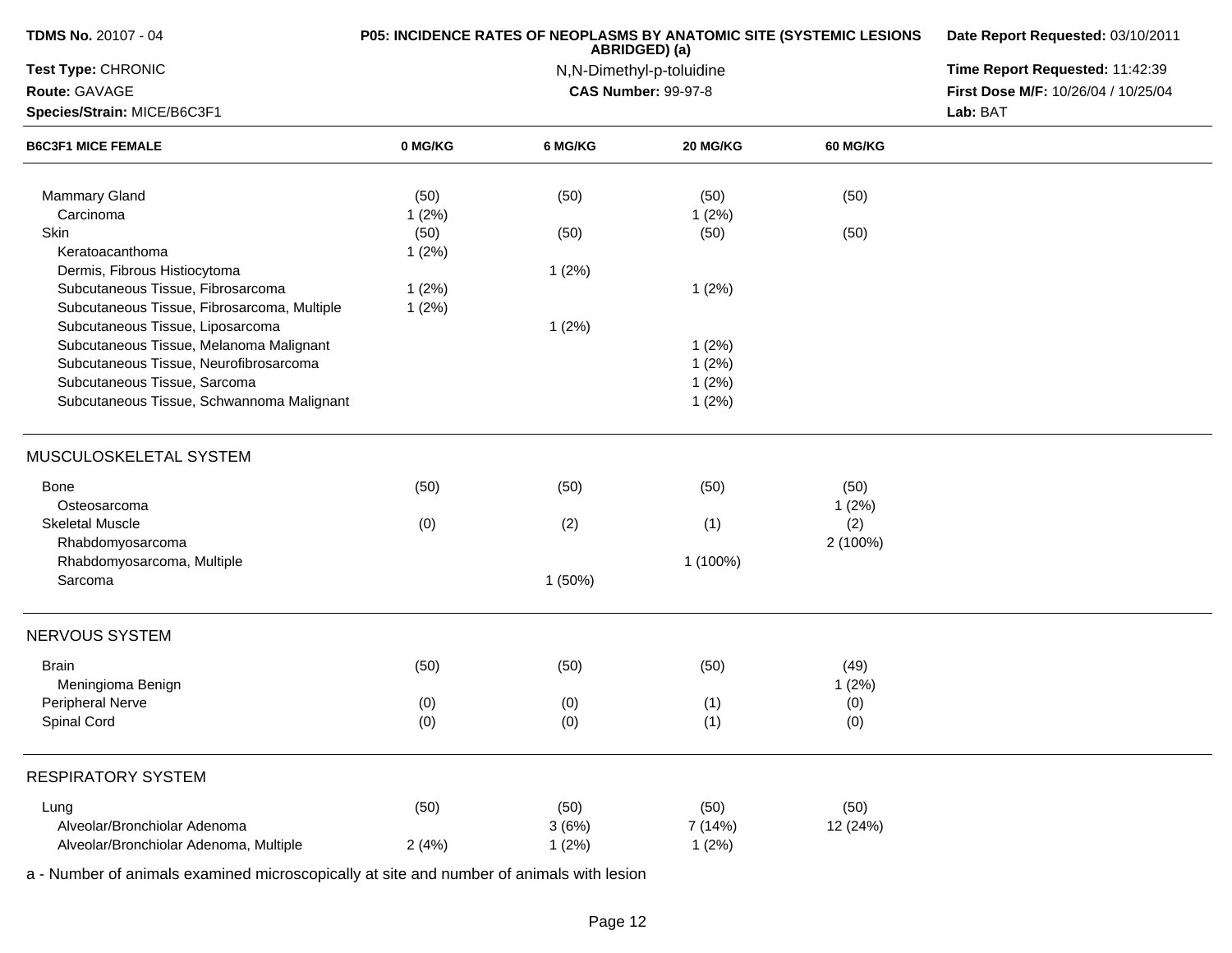| B6C3F1 MICE FEMALE | 0 MG/KG | 6 MG/KG | 20 MG/KG | 60 MG/KG |
|---|---|---|---|---|
| Mammary Gland | (50) | (50) | (50) | (50) |
| Carcinoma | 1 (2%) | | 1 (2%) | |
| Skin | (50) | (50) | (50) | (50) |
| Keratoacanthoma | 1 (2%) | | | |
| Dermis, Fibrous Histiocytoma | | 1 (2%) | | |
| Subcutaneous Tissue, Fibrosarcoma | 1 (2%) | | 1 (2%) | |
| Subcutaneous Tissue, Fibrosarcoma, Multiple | 1 (2%) | | | |
| Subcutaneous Tissue, Liposarcoma | | 1 (2%) | | |
| Subcutaneous Tissue, Melanoma Malignant | | | 1 (2%) | |
| Subcutaneous Tissue, Neurofibrosarcoma | | | 1 (2%) | |
| Subcutaneous Tissue, Sarcoma | | | 1 (2%) | |
| Subcutaneous Tissue, Schwannoma Malignant | | | 1 (2%) | |
| **MUSCULOSKELETAL SYSTEM** | | | | |
| Bone | (50) | (50) | (50) | (50) |
| Osteosarcoma | | | | 1 (2%) |
| Skeletal Muscle | (0) | (2) | (1) | (2) |
| Rhabdomyosarcoma | | | | 2 (100%) |
| Rhabdomyosarcoma, Multiple | | | 1 (100%) | |
| Sarcoma | | 1 (50%) | | |
| **NERVOUS SYSTEM** | | | | |
| Brain | (50) | (50) | (50) | (49) |
| Meningioma Benign | | | | 1 (2%) |
| Peripheral Nerve | (0) | (0) | (1) | (0) |
| Spinal Cord | (0) | (0) | (1) | (0) |
| **RESPIRATORY SYSTEM** | | | | |
| Lung | (50) | (50) | (50) | (50) |
| Alveolar/Bronchiolar Adenoma | | 3 (6%) | 7 (14%) | 12 (24%) |
| Alveolar/Bronchiolar Adenoma, Multiple | 2 (4%) | 1 (2%) | 1 (2%) | |

a - Number of animals examined microscopically at site and number of animals with lesion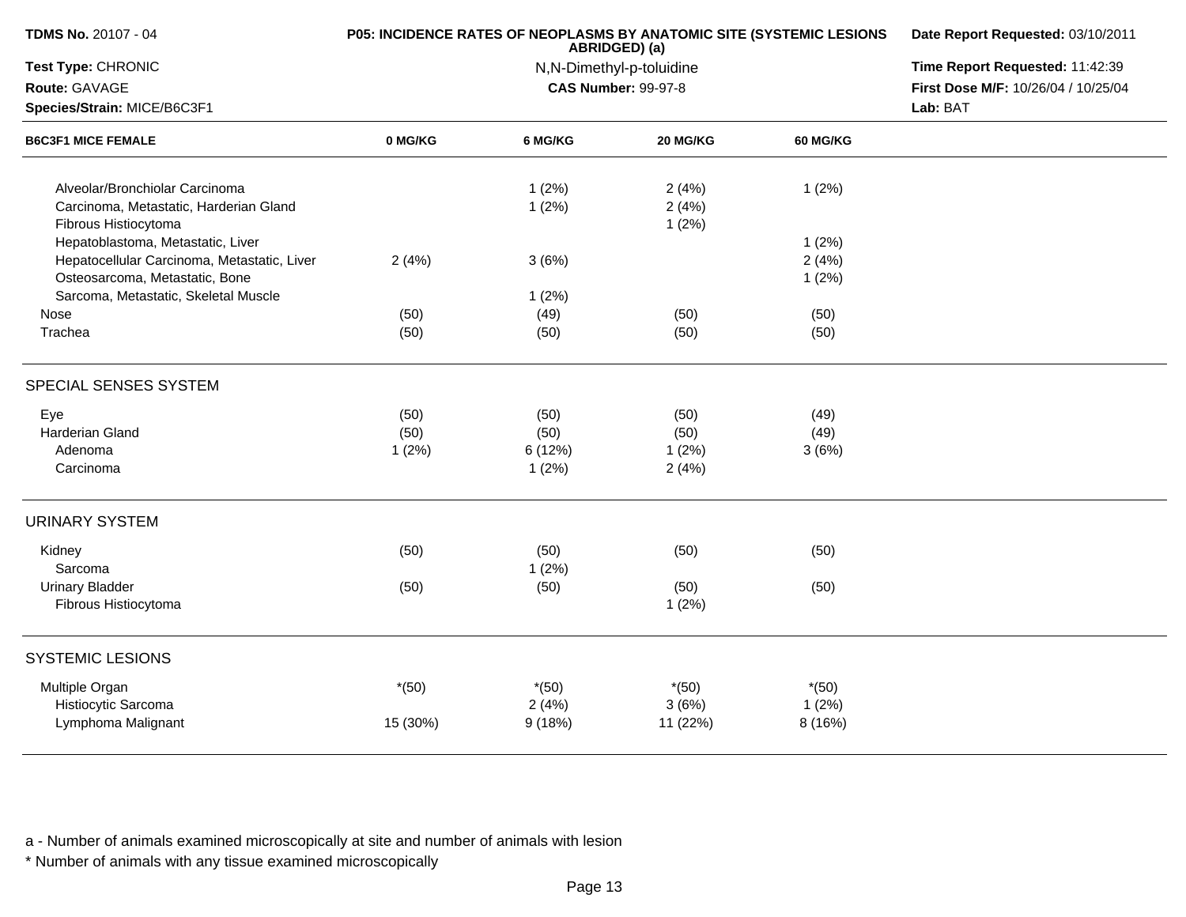| B6C3F1 MICE FEMALE | 0 MG/KG | 6 MG/KG | 20 MG/KG | 60 MG/KG |
|---|---|---|---|---|
| Alveolar/Bronchiolar Carcinoma | | 1 (2%) | 2 (4%) | 1 (2%) |
| Carcinoma, Metastatic, Harderian Gland | | 1 (2%) | 2 (4%) | |
| Fibrous Histiocytoma | | | 1 (2%) | |
| Hepatoblastoma, Metastatic, Liver | | | | 1 (2%) |
| Hepatocellular Carcinoma, Metastatic, Liver | 2 (4%) | 3 (6%) | | 2 (4%) |
| Osteosarcoma, Metastatic, Bone | | | | 1 (2%) |
| Sarcoma, Metastatic, Skeletal Muscle | | 1 (2%) | | |
| Nose | (50) | (49) | (50) | (50) |
| Trachea | (50) | (50) | (50) | (50) |
| **SPECIAL SENSES SYSTEM** | | | | |
| Eye | (50) | (50) | (50) | (49) |
| Harderian Gland | (50) | (50) | (50) | (49) |
| Adenoma | 1 (2%) | 6 (12%) | 1 (2%) | 3 (6%) |
| Carcinoma | | 1 (2%) | 2 (4%) | |
| **URINARY SYSTEM** | | | | |
| Kidney | (50) | (50) | (50) | (50) |
| Sarcoma | | 1 (2%) | | |
| Urinary Bladder | (50) | (50) | (50) | (50) |
| Fibrous Histiocytoma | | | 1 (2%) | |
| **SYSTEMIC LESIONS** | | | | |
| Multiple Organ | *(50) | *(50) | *(50) | *(50) |
| Histiocytic Sarcoma | | 2 (4%) | 3 (6%) | 1 (2%) |
| Lymphoma Malignant | 15 (30%) | 9 (18%) | 11 (22%) | 8 (16%) |

a - Number of animals examined microscopically at site and number of animals with lesion

* Number of animals with any tissue examined microscopically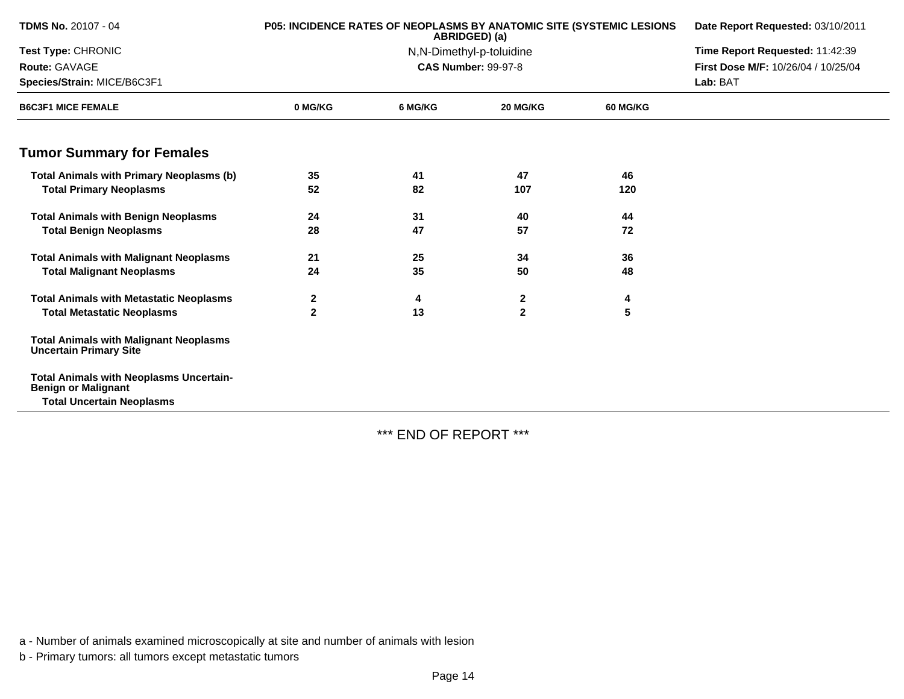| B6C3F1 MICE FEMALE | 0 MG/KG | 6 MG/KG | 20 MG/KG | 60 MG/KG |
|---|---|---|---|---|
| **Tumor Summary for Females** | | | | |
| **Total Animals with Primary Neoplasms (b)** | 35 | 41 | 47 | 46 |
| **Total Primary Neoplasms** | 52 | 82 | 107 | 120 |
| **Total Animals with Benign Neoplasms** | 24 | 31 | 40 | 44 |
| **Total Benign Neoplasms** | 28 | 47 | 57 | 72 |
| **Total Animals with Malignant Neoplasms** | 21 | 25 | 34 | 36 |
| **Total Malignant Neoplasms** | 24 | 35 | 50 | 48 |
| **Total Animals with Metastatic Neoplasms** | 2 | 4 | 2 | 4 |
| **Total Metastatic Neoplasms** | 2 | 13 | 2 | 5 |
| **Total Animals with Malignant Neoplasms Uncertain Primary Site** | | | | |
| **Total Animals with Neoplasms Uncertain-Benign or Malignant** | | | | |
| **Total Uncertain Neoplasms** | | | | |

\*\*\* END OF REPORT \*\*\*

a - Number of animals examined microscopically at site and number of animals with lesion

b - Primary tumors: all tumors except metastatic tumors